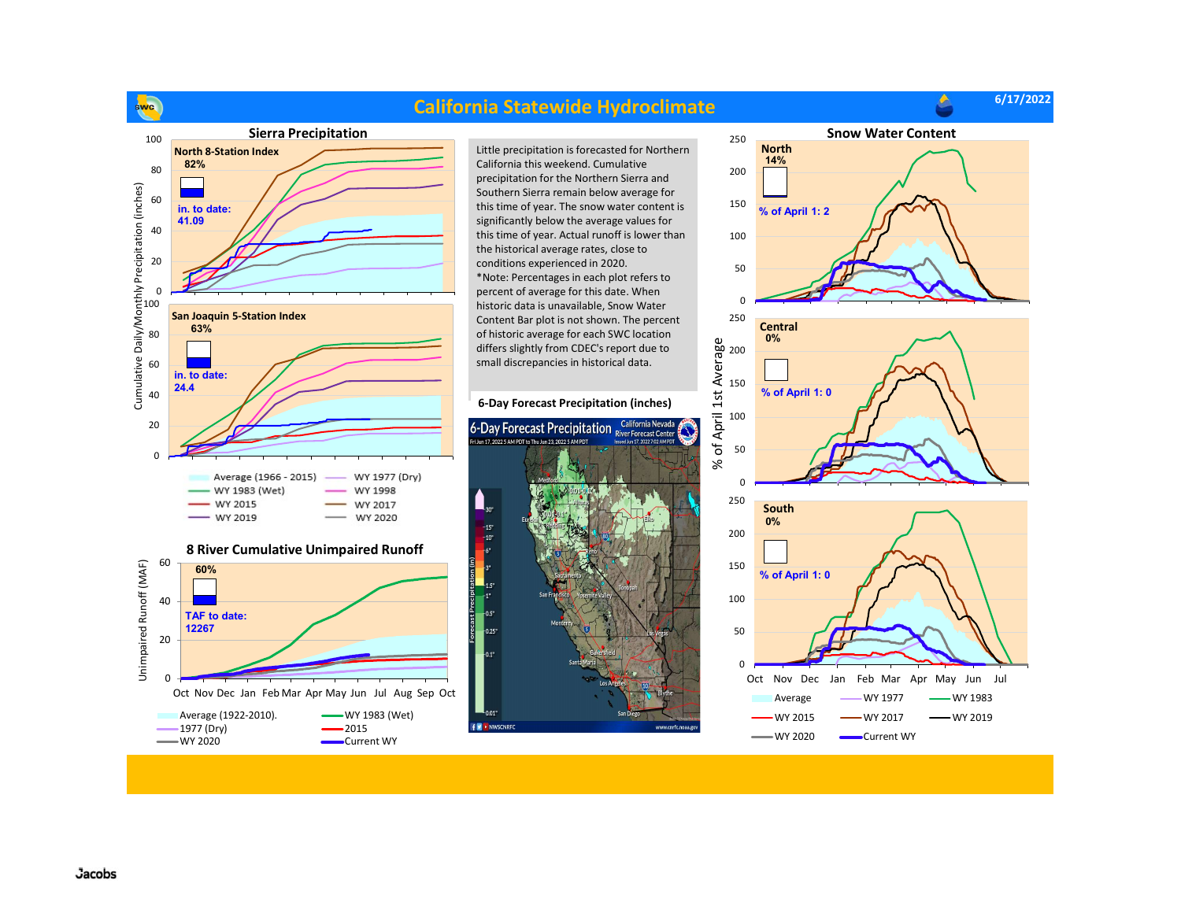# California Statewide Hydroclimate

6/17/2022

## Sierra Precipitation

**North 8-Station Index**
**82%**

in. to date:
41.09

**San Joaquin 5-Station Index**
**63%**

in. to date:
24.4

Cumulative Daily/Monthly Precipitation (inches)

- Average (1966 - 2015)
- WY 1983 (Wet)
- WY 2015
- WY 2019
- WY 1977 (Dry)
- WY 1998
- WY 2017
- WY 2020

Little precipitation is forecasted for Northern California this weekend. Cumulative precipitation for the Northern Sierra and Southern Sierra remain below average for this time of year. The snow water content is significantly below the average values for this time of year. Actual runoff is lower than the historical average rates, close to conditions experienced in 2020.

*Note: Percentages in each plot refers to percent of average for this date. When historic data is unavailable, Snow Water Content Bar plot is not shown. The percent of historic average for each SWC location differs slightly from CDEC's report due to small discrepancies in historical data.

## 6-Day Forecast Precipitation (inches)

## Snow Water Content

**North**
**14%**
% of April 1: 2

**Central**
**0%**
% of April 1: 0

**South**
**0%**
% of April 1: 0

% of April 1st Average

- Average
- WY 1977
- WY 1983
- WY 2015
- WY 2017
- WY 2019
- WY 2020
- Current WY

## 8 River Cumulative Unimpaired Runoff

**60%**

TAF to date:
12267

Unimpaired Runoff (MAF)

- Average (1922-2010).
- WY 1983 (Wet)
- 1977 (Dry)
- 2015
- WY 2020
- Current WY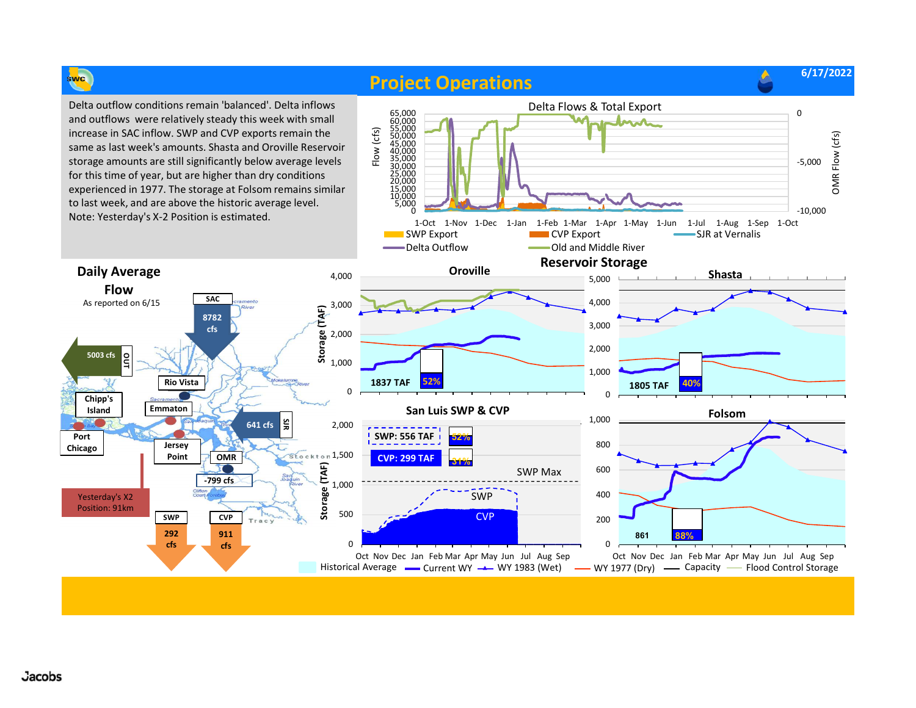# Project Operations

6/17/2022

Delta outflow conditions remain 'balanced'. Delta inflows and outflows were relatively steady this week with small increase in SAC inflow. SWP and CVP exports remain the same as last week's amounts. Shasta and Oroville Reservoir storage amounts are still significantly below average levels for this time of year, but are higher than dry conditions experienced in 1977. The storage at Folsom remains similar to last week, and are above the historic average level. Note: Yesterday's X-2 Position is estimated.

## Delta Flows & Total Export

Flow (cfs)
65,000
60,000
55,000
50,000
45,000
40,000
35,000
30,000
25,000
20,000
15,000
10,000
5,000
0

OMR Flow (cfs)
0
-5,000
-10,000

1-Oct 1-Nov 1-Dec 1-Jan 1-Feb 1-Mar 1-Apr 1-May 1-Jun 1-Jul 1-Aug 1-Sep 1-Oct

SWP Export
CVP Export
SJR at Vernalis
Delta Outflow
Old and Middle River

## Daily Average Flow

As reported on 6/15

SAC
8782 cfs

OUT
5003 cfs

Rio Vista
Chipp's Island
Emmaton
Port Chicago
Jersey Point

SJR
641 cfs

OMR
-799 cfs

Yesterday's X2 Position: 91km

SWP
292 cfs

CVP
911 cfs

## Reservoir Storage

### Oroville

Storage (TAF)
4,000
3,000
2,000
1,000
0

1837 TAF
52%

### Shasta

5,000
4,000
3,000
2,000
1,000
0

1805 TAF
40%

### San Luis SWP & CVP

Storage (TAF)
2,000
1,500
1,000
500
0

SWP: 556 TAF
52%
CVP: 299 TAF
31%

SWP Max
SWP
CVP

Oct Nov Dec Jan Feb Mar Apr May Jun Jul Aug Sep

### Folsom

1,000
800
600
400
200
0

861
88%

Oct Nov Dec Jan Feb Mar Apr May Jun Jul Aug Sep

Historical Average
Current WY
WY 1983 (Wet)
WY 1977 (Dry)
Capacity
Flood Control Storage